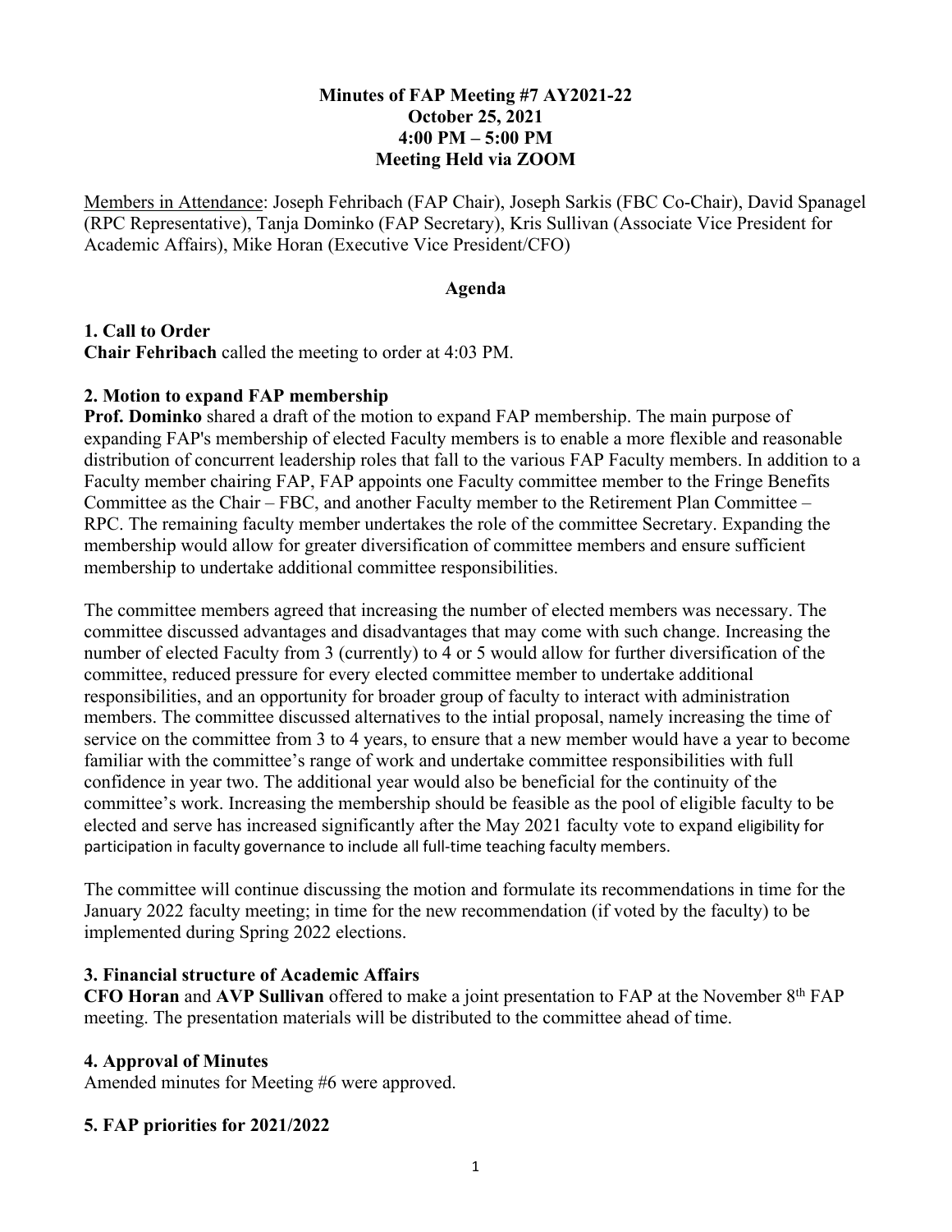**Minutes of FAP Meeting #7 AY2021-22**
**October 25, 2021**
**4:00 PM – 5:00 PM**
**Meeting Held via ZOOM**

Members in Attendance: Joseph Fehribach (FAP Chair), Joseph Sarkis (FBC Co-Chair), David Spanagel (RPC Representative), Tanja Dominko (FAP Secretary), Kris Sullivan (Associate Vice President for Academic Affairs), Mike Horan (Executive Vice President/CFO)

**Agenda**

**1. Call to Order**

**Chair Fehribach** called the meeting to order at 4:03 PM.

**2. Motion to expand FAP membership**

**Prof. Dominko** shared a draft of the motion to expand FAP membership. The main purpose of expanding FAP's membership of elected Faculty members is to enable a more flexible and reasonable distribution of concurrent leadership roles that fall to the various FAP Faculty members. In addition to a Faculty member chairing FAP, FAP appoints one Faculty committee member to the Fringe Benefits Committee as the Chair – FBC, and another Faculty member to the Retirement Plan Committee – RPC. The remaining faculty member undertakes the role of the committee Secretary. Expanding the membership would allow for greater diversification of committee members and ensure sufficient membership to undertake additional committee responsibilities.

The committee members agreed that increasing the number of elected members was necessary. The committee discussed advantages and disadvantages that may come with such change. Increasing the number of elected Faculty from 3 (currently) to 4 or 5 would allow for further diversification of the committee, reduced pressure for every elected committee member to undertake additional responsibilities, and an opportunity for broader group of faculty to interact with administration members. The committee discussed alternatives to the intial proposal, namely increasing the time of service on the committee from 3 to 4 years, to ensure that a new member would have a year to become familiar with the committee's range of work and undertake committee responsibilities with full confidence in year two. The additional year would also be beneficial for the continuity of the committee's work. Increasing the membership should be feasible as the pool of eligible faculty to be elected and serve has increased significantly after the May 2021 faculty vote to expand eligibility for participation in faculty governance to include all full-time teaching faculty members.

The committee will continue discussing the motion and formulate its recommendations in time for the January 2022 faculty meeting; in time for the new recommendation (if voted by the faculty) to be implemented during Spring 2022 elections.

**3. Financial structure of Academic Affairs**

**CFO Horan** and **AVP Sullivan** offered to make a joint presentation to FAP at the November 8th FAP meeting. The presentation materials will be distributed to the committee ahead of time.

**4. Approval of Minutes**

Amended minutes for Meeting #6 were approved.

**5. FAP priorities for 2021/2022**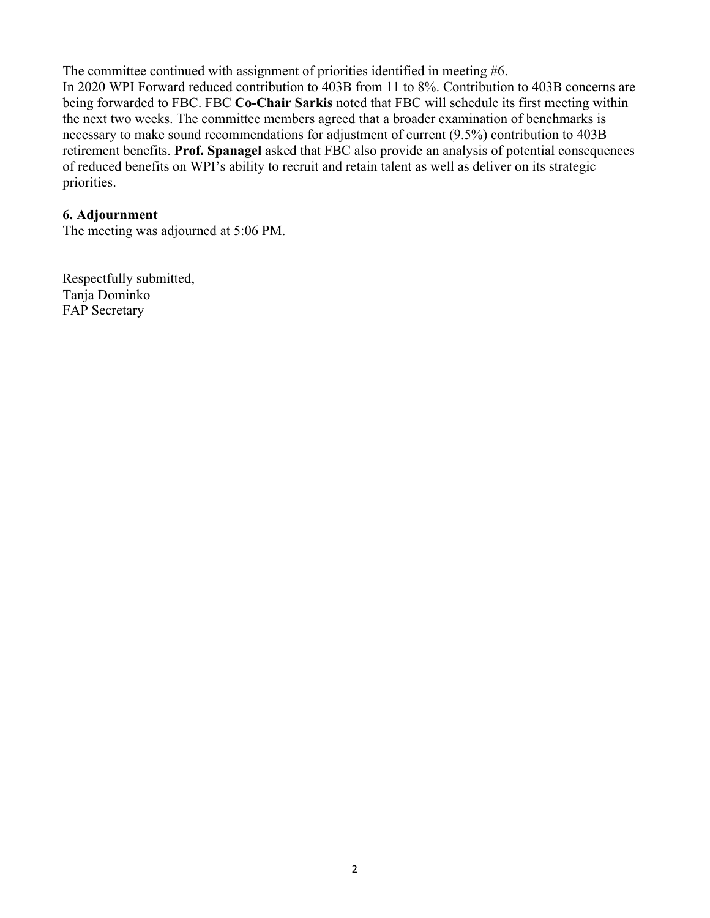The committee continued with assignment of priorities identified in meeting #6.
In 2020 WPI Forward reduced contribution to 403B from 11 to 8%. Contribution to 403B concerns are being forwarded to FBC. FBC **Co-Chair Sarkis** noted that FBC will schedule its first meeting within the next two weeks. The committee members agreed that a broader examination of benchmarks is necessary to make sound recommendations for adjustment of current (9.5%) contribution to 403B retirement benefits. **Prof. Spanagel** asked that FBC also provide an analysis of potential consequences of reduced benefits on WPI's ability to recruit and retain talent as well as deliver on its strategic priorities.

### 6. Adjournment

The meeting was adjourned at 5:06 PM.

Respectfully submitted,
Tanja Dominko
FAP Secretary